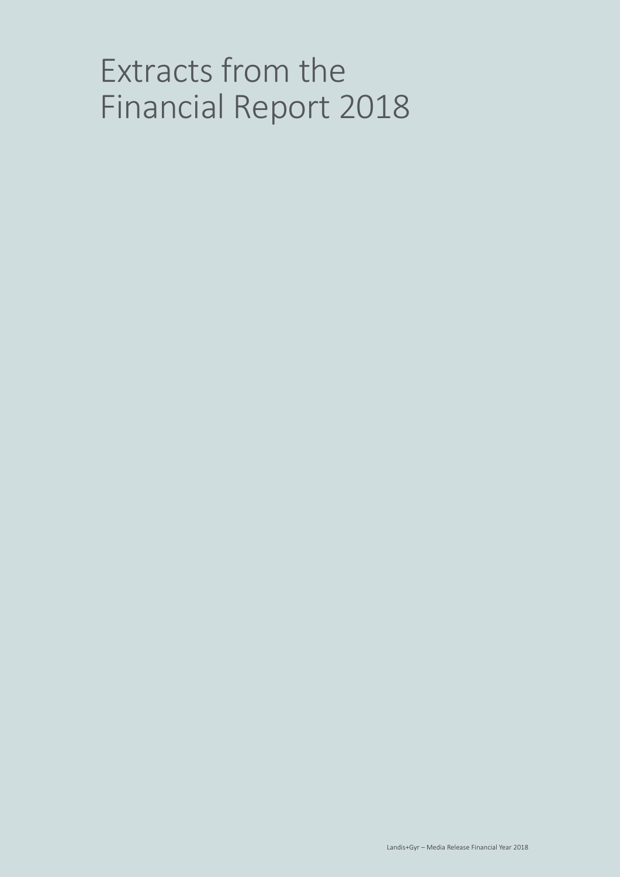# Extracts from the Financial Report 2018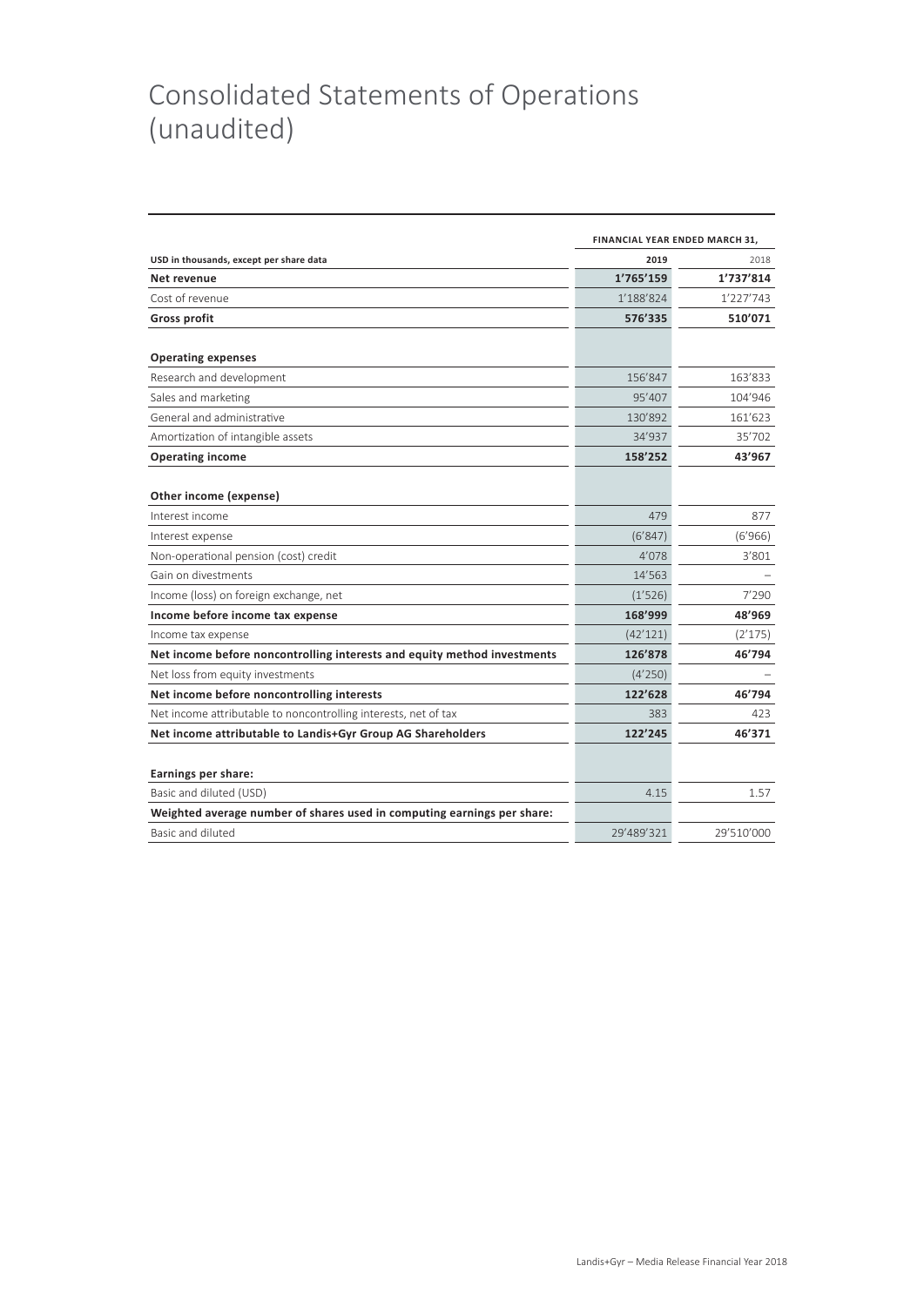# Consolidated Statements of Operations (unaudited)

| | FINANCIAL YEAR ENDED MARCH 31, | |
|---|---|---|
| USD in thousands, except per share data | 2019 | 2018 |
| **Net revenue** | **1'765'159** | **1'737'814** |
| Cost of revenue | 1'188'824 | 1'227'743 |
| **Gross profit** | **576'335** | **510'071** |
| | | |
| **Operating expenses** | | |
| Research and development | 156'847 | 163'833 |
| Sales and marketing | 95'407 | 104'946 |
| General and administrative | 130'892 | 161'623 |
| Amortization of intangible assets | 34'937 | 35'702 |
| **Operating income** | **158'252** | **43'967** |
| | | |
| **Other income (expense)** | | |
| Interest income | 479 | 877 |
| Interest expense | (6'847) | (6'966) |
| Non-operational pension (cost) credit | 4'078 | 3'801 |
| Gain on divestments | 14'563 | – |
| Income (loss) on foreign exchange, net | (1'526) | 7'290 |
| **Income before income tax expense** | **168'999** | **48'969** |
| Income tax expense | (42'121) | (2'175) |
| **Net income before noncontrolling interests and equity method investments** | **126'878** | **46'794** |
| Net loss from equity investments | (4'250) | – |
| **Net income before noncontrolling interests** | **122'628** | **46'794** |
| Net income attributable to noncontrolling interests, net of tax | 383 | 423 |
| **Net income attributable to Landis+Gyr Group AG Shareholders** | **122'245** | **46'371** |
| | | |
| **Earnings per share:** | | |
| Basic and diluted (USD) | 4.15 | 1.57 |
| **Weighted average number of shares used in computing earnings per share:** | | |
| Basic and diluted | 29'489'321 | 29'510'000 |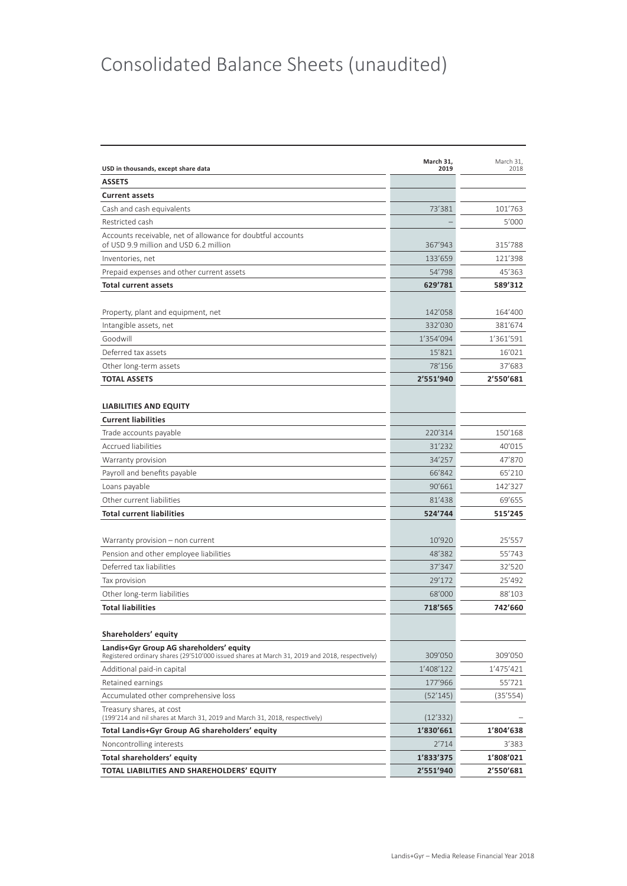# Consolidated Balance Sheets (unaudited)

| USD in thousands, except share data | March 31, 2019 | March 31, 2018 |
|---|---|---|
| **ASSETS** | | |
| **Current assets** | | |
| Cash and cash equivalents | 73'381 | 101'763 |
| Restricted cash | – | 5'000 |
| Accounts receivable, net of allowance for doubtful accounts of USD 9.9 million and USD 6.2 million | 367'943 | 315'788 |
| Inventories, net | 133'659 | 121'398 |
| Prepaid expenses and other current assets | 54'798 | 45'363 |
| **Total current assets** | **629'781** | **589'312** |
| | | |
| Property, plant and equipment, net | 142'058 | 164'400 |
| Intangible assets, net | 332'030 | 381'674 |
| Goodwill | 1'354'094 | 1'361'591 |
| Deferred tax assets | 15'821 | 16'021 |
| Other long-term assets | 78'156 | 37'683 |
| **TOTAL ASSETS** | **2'551'940** | **2'550'681** |
| | | |
| **LIABILITIES AND EQUITY** | | |
| **Current liabilities** | | |
| Trade accounts payable | 220'314 | 150'168 |
| Accrued liabilities | 31'232 | 40'015 |
| Warranty provision | 34'257 | 47'870 |
| Payroll and benefits payable | 66'842 | 65'210 |
| Loans payable | 90'661 | 142'327 |
| Other current liabilities | 81'438 | 69'655 |
| **Total current liabilities** | **524'744** | **515'245** |
| | | |
| Warranty provision – non current | 10'920 | 25'557 |
| Pension and other employee liabilities | 48'382 | 55'743 |
| Deferred tax liabilities | 37'347 | 32'520 |
| Tax provision | 29'172 | 25'492 |
| Other long-term liabilities | 68'000 | 88'103 |
| **Total liabilities** | **718'565** | **742'660** |
| | | |
| **Shareholders' equity** | | |
| **Landis+Gyr Group AG shareholders' equity** Registered ordinary shares (29'510'000 issued shares at March 31, 2019 and 2018, respectively) | 309'050 | 309'050 |
| Additional paid-in capital | 1'408'122 | 1'475'421 |
| Retained earnings | 177'966 | 55'721 |
| Accumulated other comprehensive loss | (52'145) | (35'554) |
| Treasury shares, at cost (199'214 and nil shares at March 31, 2019 and March 31, 2018, respectively) | (12'332) | – |
| **Total Landis+Gyr Group AG shareholders' equity** | **1'830'661** | **1'804'638** |
| Noncontrolling interests | 2'714 | 3'383 |
| **Total shareholders' equity** | **1'833'375** | **1'808'021** |
| **TOTAL LIABILITIES AND SHAREHOLDERS' EQUITY** | **2'551'940** | **2'550'681** |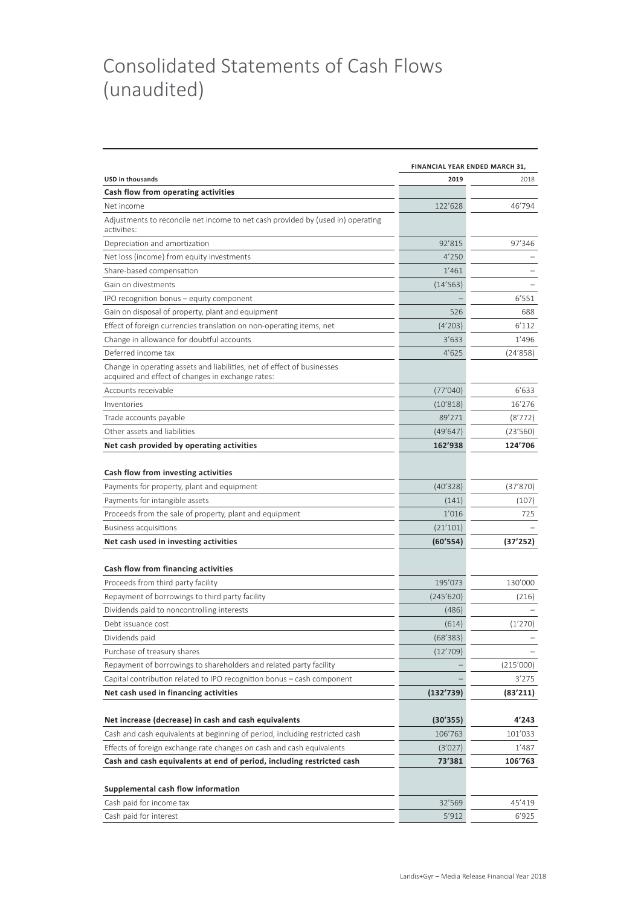# Consolidated Statements of Cash Flows (unaudited)

| USD in thousands | FINANCIAL YEAR ENDED MARCH 31, 2019 | 2018 |
|---|---|---|
| **Cash flow from operating activities** | | |
| Net income | 122'628 | 46'794 |
| Adjustments to reconcile net income to net cash provided by (used in) operating activities: | | |
| Depreciation and amortization | 92'815 | 97'346 |
| Net loss (income) from equity investments | 4'250 | – |
| Share-based compensation | 1'461 | – |
| Gain on divestments | (14'563) | – |
| IPO recognition bonus – equity component | – | 6'551 |
| Gain on disposal of property, plant and equipment | 526 | 688 |
| Effect of foreign currencies translation on non-operating items, net | (4'203) | 6'112 |
| Change in allowance for doubtful accounts | 3'633 | 1'496 |
| Deferred income tax | 4'625 | (24'858) |
| Change in operating assets and liabilities, net of effect of businesses acquired and effect of changes in exchange rates: | | |
| Accounts receivable | (77'040) | 6'633 |
| Inventories | (10'818) | 16'276 |
| Trade accounts payable | 89'271 | (8'772) |
| Other assets and liabilities | (49'647) | (23'560) |
| **Net cash provided by operating activities** | **162'938** | **124'706** |
| | | |
| **Cash flow from investing activities** | | |
| Payments for property, plant and equipment | (40'328) | (37'870) |
| Payments for intangible assets | (141) | (107) |
| Proceeds from the sale of property, plant and equipment | 1'016 | 725 |
| Business acquisitions | (21'101) | – |
| **Net cash used in investing activities** | **(60'554)** | **(37'252)** |
| | | |
| **Cash flow from financing activities** | | |
| Proceeds from third party facility | 195'073 | 130'000 |
| Repayment of borrowings to third party facility | (245'620) | (216) |
| Dividends paid to noncontrolling interests | (486) | – |
| Debt issuance cost | (614) | (1'270) |
| Dividends paid | (68'383) | – |
| Purchase of treasury shares | (12'709) | – |
| Repayment of borrowings to shareholders and related party facility | – | (215'000) |
| Capital contribution related to IPO recognition bonus – cash component | – | 3'275 |
| **Net cash used in financing activities** | **(132'739)** | **(83'211)** |
| | | |
| **Net increase (decrease) in cash and cash equivalents** | **(30'355)** | **4'243** |
| Cash and cash equivalents at beginning of period, including restricted cash | 106'763 | 101'033 |
| Effects of foreign exchange rate changes on cash and cash equivalents | (3'027) | 1'487 |
| **Cash and cash equivalents at end of period, including restricted cash** | **73'381** | **106'763** |
| | | |
| **Supplemental cash flow information** | | |
| Cash paid for income tax | 32'569 | 45'419 |
| Cash paid for interest | 5'912 | 6'925 |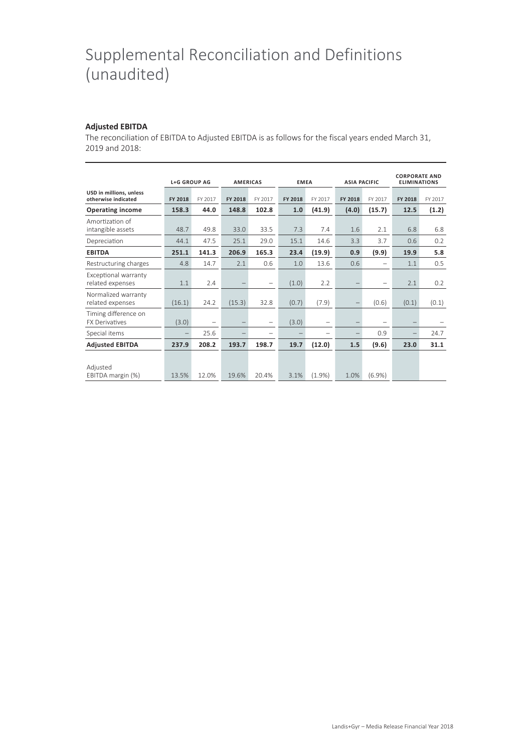# Supplemental Reconciliation and Definitions (unaudited)

**Adjusted EBITDA**

The reconciliation of EBITDA to Adjusted EBITDA is as follows for the fiscal years ended March 31, 2019 and 2018:

| | L+G GROUP AG | | AMERICAS | | EMEA | | ASIA PACIFIC | | CORPORATE AND ELIMINATIONS | |
|---|---|---|---|---|---|---|---|---|---|---|
| USD in millions, unless otherwise indicated | FY 2018 | FY 2017 | FY 2018 | FY 2017 | FY 2018 | FY 2017 | FY 2018 | FY 2017 | FY 2018 | FY 2017 |
| **Operating income** | **158.3** | **44.0** | **148.8** | **102.8** | **1.0** | **(41.9)** | **(4.0)** | **(15.7)** | **12.5** | **(1.2)** |
| Amortization of intangible assets | 48.7 | 49.8 | 33.0 | 33.5 | 7.3 | 7.4 | 1.6 | 2.1 | 6.8 | 6.8 |
| Depreciation | 44.1 | 47.5 | 25.1 | 29.0 | 15.1 | 14.6 | 3.3 | 3.7 | 0.6 | 0.2 |
| **EBITDA** | **251.1** | **141.3** | **206.9** | **165.3** | **23.4** | **(19.9)** | **0.9** | **(9.9)** | **19.9** | **5.8** |
| Restructuring charges | 4.8 | 14.7 | 2.1 | 0.6 | 1.0 | 13.6 | 0.6 | – | 1.1 | 0.5 |
| Exceptional warranty related expenses | 1.1 | 2.4 | – | – | (1.0) | 2.2 | – | – | 2.1 | 0.2 |
| Normalized warranty related expenses | (16.1) | 24.2 | (15.3) | 32.8 | (0.7) | (7.9) | – | (0.6) | (0.1) | (0.1) |
| Timing difference on FX Derivatives | (3.0) | – | – | – | (3.0) | – | – | – | – | – |
| Special items | – | 25.6 | – | – | – | – | – | 0.9 | – | 24.7 |
| **Adjusted EBITDA** | **237.9** | **208.2** | **193.7** | **198.7** | **19.7** | **(12.0)** | **1.5** | **(9.6)** | **23.0** | **31.1** |
| Adjusted EBITDA margin (%) | 13.5% | 12.0% | 19.6% | 20.4% | 3.1% | (1.9%) | 1.0% | (6.9%) | | |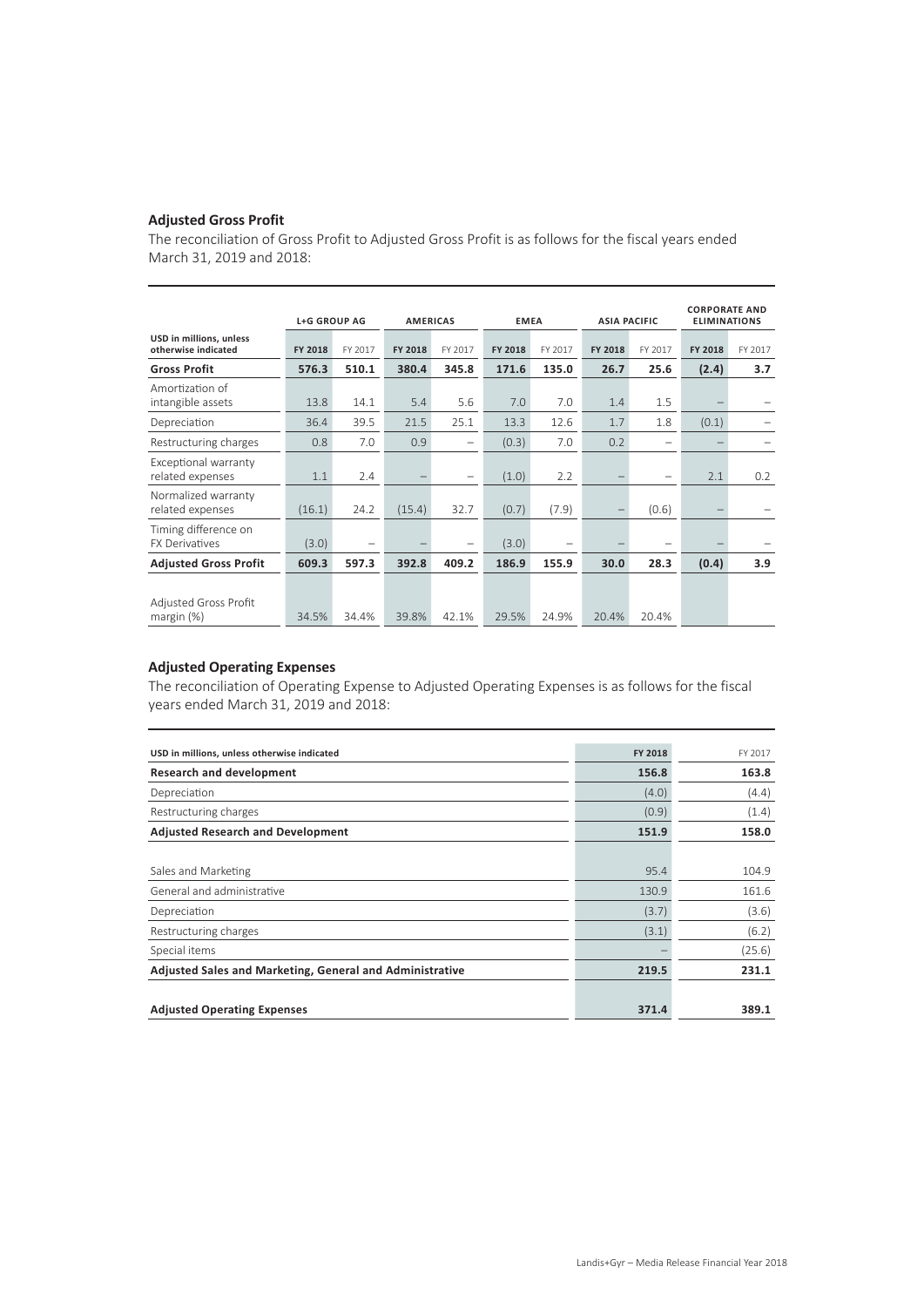## Adjusted Gross Profit

The reconciliation of Gross Profit to Adjusted Gross Profit is as follows for the fiscal years ended March 31, 2019 and 2018:

| | L+G GROUP AG | | AMERICAS | | EMEA | | ASIA PACIFIC | | CORPORATE AND ELIMINATIONS | |
|---|---|---|---|---|---|---|---|---|---|---|
| USD in millions, unless otherwise indicated | FY 2018 | FY 2017 | FY 2018 | FY 2017 | FY 2018 | FY 2017 | FY 2018 | FY 2017 | FY 2018 | FY 2017 |
| **Gross Profit** | **576.3** | **510.1** | **380.4** | **345.8** | **171.6** | **135.0** | **26.7** | **25.6** | **(2.4)** | **3.7** |
| Amortization of intangible assets | 13.8 | 14.1 | 5.4 | 5.6 | 7.0 | 7.0 | 1.4 | 1.5 | – | – |
| Depreciation | 36.4 | 39.5 | 21.5 | 25.1 | 13.3 | 12.6 | 1.7 | 1.8 | (0.1) | – |
| Restructuring charges | 0.8 | 7.0 | 0.9 | – | (0.3) | 7.0 | 0.2 | – | – | – |
| Exceptional warranty related expenses | 1.1 | 2.4 | – | – | (1.0) | 2.2 | – | – | 2.1 | 0.2 |
| Normalized warranty related expenses | (16.1) | 24.2 | (15.4) | 32.7 | (0.7) | (7.9) | – | (0.6) | – | – |
| Timing difference on FX Derivatives | (3.0) | – | – | – | (3.0) | – | – | – | – | – |
| **Adjusted Gross Profit** | **609.3** | **597.3** | **392.8** | **409.2** | **186.9** | **155.9** | **30.0** | **28.3** | **(0.4)** | **3.9** |
| Adjusted Gross Profit margin (%) | 34.5% | 34.4% | 39.8% | 42.1% | 29.5% | 24.9% | 20.4% | 20.4% | | |

## Adjusted Operating Expenses

The reconciliation of Operating Expense to Adjusted Operating Expenses is as follows for the fiscal years ended March 31, 2019 and 2018:

| USD in millions, unless otherwise indicated | FY 2018 | FY 2017 |
|---|---|---|
| **Research and development** | **156.8** | **163.8** |
| Depreciation | (4.0) | (4.4) |
| Restructuring charges | (0.9) | (1.4) |
| **Adjusted Research and Development** | **151.9** | **158.0** |
| | | |
| Sales and Marketing | 95.4 | 104.9 |
| General and administrative | 130.9 | 161.6 |
| Depreciation | (3.7) | (3.6) |
| Restructuring charges | (3.1) | (6.2) |
| Special items | – | (25.6) |
| **Adjusted Sales and Marketing, General and Administrative** | **219.5** | **231.1** |
| | | |
| **Adjusted Operating Expenses** | **371.4** | **389.1** |